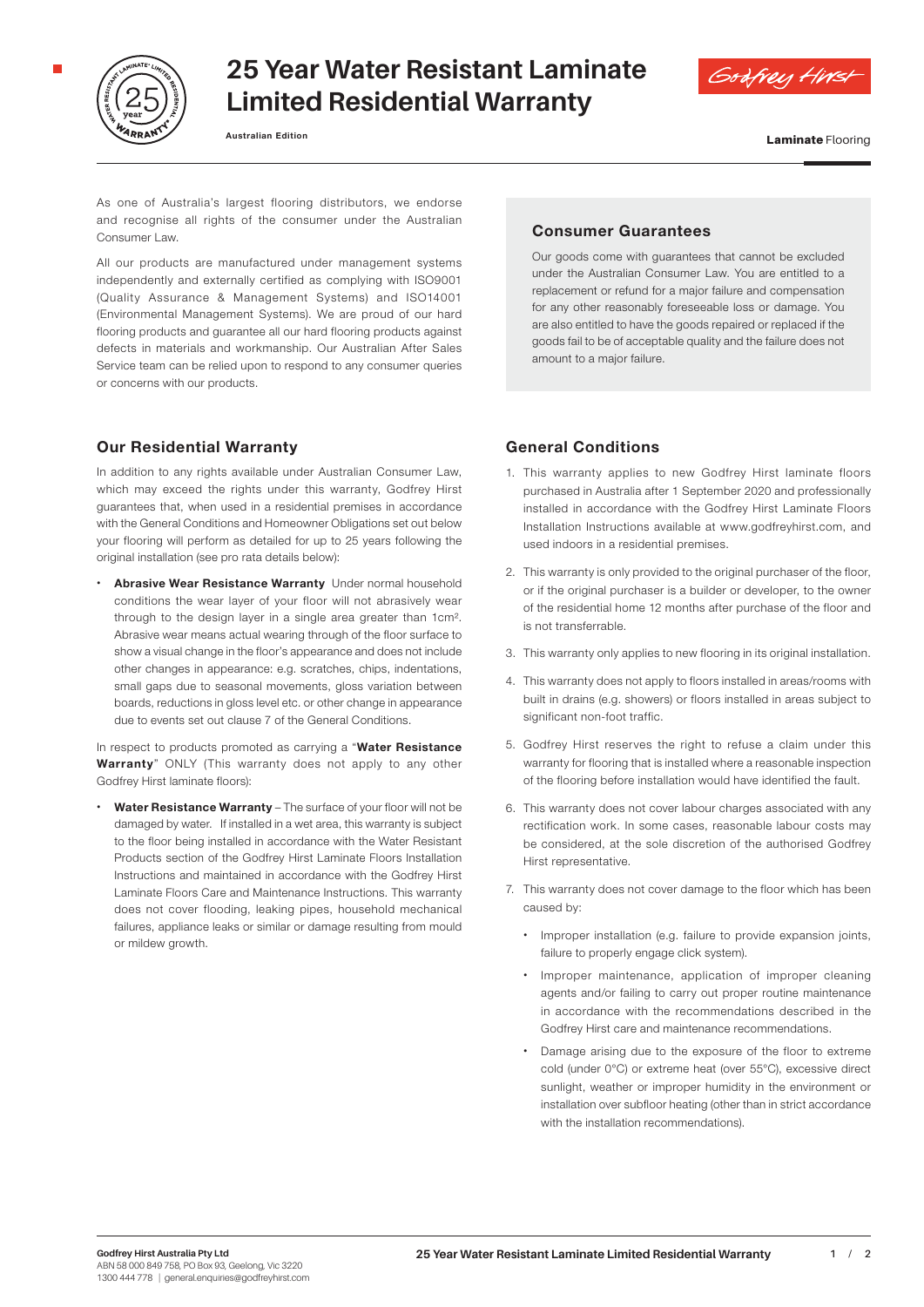# 25 Year Water Resistant Laminate Limited Residential Warranty

**Australian Edition**

**Laminate** Flooring

As one of Australia's largest flooring distributors, we endorse and recognise all rights of the consumer under the Australian Consumer Law.

All our products are manufactured under management systems independently and externally certified as complying with ISO9001 (Quality Assurance & Management Systems) and ISO14001 (Environmental Management Systems). We are proud of our hard flooring products and guarantee all our hard flooring products against defects in materials and workmanship. Our Australian After Sales Service team can be relied upon to respond to any consumer queries or concerns with our products.

## Consumer Guarantees

Our goods come with guarantees that cannot be excluded under the Australian Consumer Law. You are entitled to a replacement or refund for a major failure and compensation for any other reasonably foreseeable loss or damage. You are also entitled to have the goods repaired or replaced if the goods fail to be of acceptable quality and the failure does not amount to a major failure.

## Our Residential Warranty

In addition to any rights available under Australian Consumer Law, which may exceed the rights under this warranty, Godfrey Hirst guarantees that, when used in a residential premises in accordance with the General Conditions and Homeowner Obligations set out below your flooring will perform as detailed for up to 25 years following the original installation (see pro rata details below):

- **Abrasive Wear Resistance Warranty** Under normal household conditions the wear layer of your floor will not abrasively wear through to the design layer in a single area greater than 1cm². Abrasive wear means actual wearing through of the floor surface to show a visual change in the floor's appearance and does not include other changes in appearance: e.g. scratches, chips, indentations, small gaps due to seasonal movements, gloss variation between boards, reductions in gloss level etc. or other change in appearance due to events set out clause 7 of the General Conditions.

In respect to products promoted as carrying a "**Water Resistance Warranty**" ONLY (This warranty does not apply to any other Godfrey Hirst laminate floors):

- **Water Resistance Warranty** – The surface of your floor will not be damaged by water. If installed in a wet area, this warranty is subject to the floor being installed in accordance with the Water Resistant Products section of the Godfrey Hirst Laminate Floors Installation Instructions and maintained in accordance with the Godfrey Hirst Laminate Floors Care and Maintenance Instructions. This warranty does not cover flooding, leaking pipes, household mechanical failures, appliance leaks or similar or damage resulting from mould or mildew growth.

## General Conditions

1. This warranty applies to new Godfrey Hirst laminate floors purchased in Australia after 1 September 2020 and professionally installed in accordance with the Godfrey Hirst Laminate Floors Installation Instructions available at www.godfreyhirst.com, and used indoors in a residential premises.
2. This warranty is only provided to the original purchaser of the floor, or if the original purchaser is a builder or developer, to the owner of the residential home 12 months after purchase of the floor and is not transferrable.
3. This warranty only applies to new flooring in its original installation.
4. This warranty does not apply to floors installed in areas/rooms with built in drains (e.g. showers) or floors installed in areas subject to significant non-foot traffic.
5. Godfrey Hirst reserves the right to refuse a claim under this warranty for flooring that is installed where a reasonable inspection of the flooring before installation would have identified the fault.
6. This warranty does not cover labour charges associated with any rectification work. In some cases, reasonable labour costs may be considered, at the sole discretion of the authorised Godfrey Hirst representative.
7. This warranty does not cover damage to the floor which has been caused by:
   - Improper installation (e.g. failure to provide expansion joints, failure to properly engage click system).
   - Improper maintenance, application of improper cleaning agents and/or failing to carry out proper routine maintenance in accordance with the recommendations described in the Godfrey Hirst care and maintenance recommendations.
   - Damage arising due to the exposure of the floor to extreme cold (under 0°C) or extreme heat (over 55°C), excessive direct sunlight, weather or improper humidity in the environment or installation over subfloor heating (other than in strict accordance with the installation recommendations).

**Godfrey Hirst Australia Pty Ltd**
ABN 58 000 849 758, PO Box 93, Geelong, Vic 3220
1300 444 778 | general.enquiries@godfreyhirst.com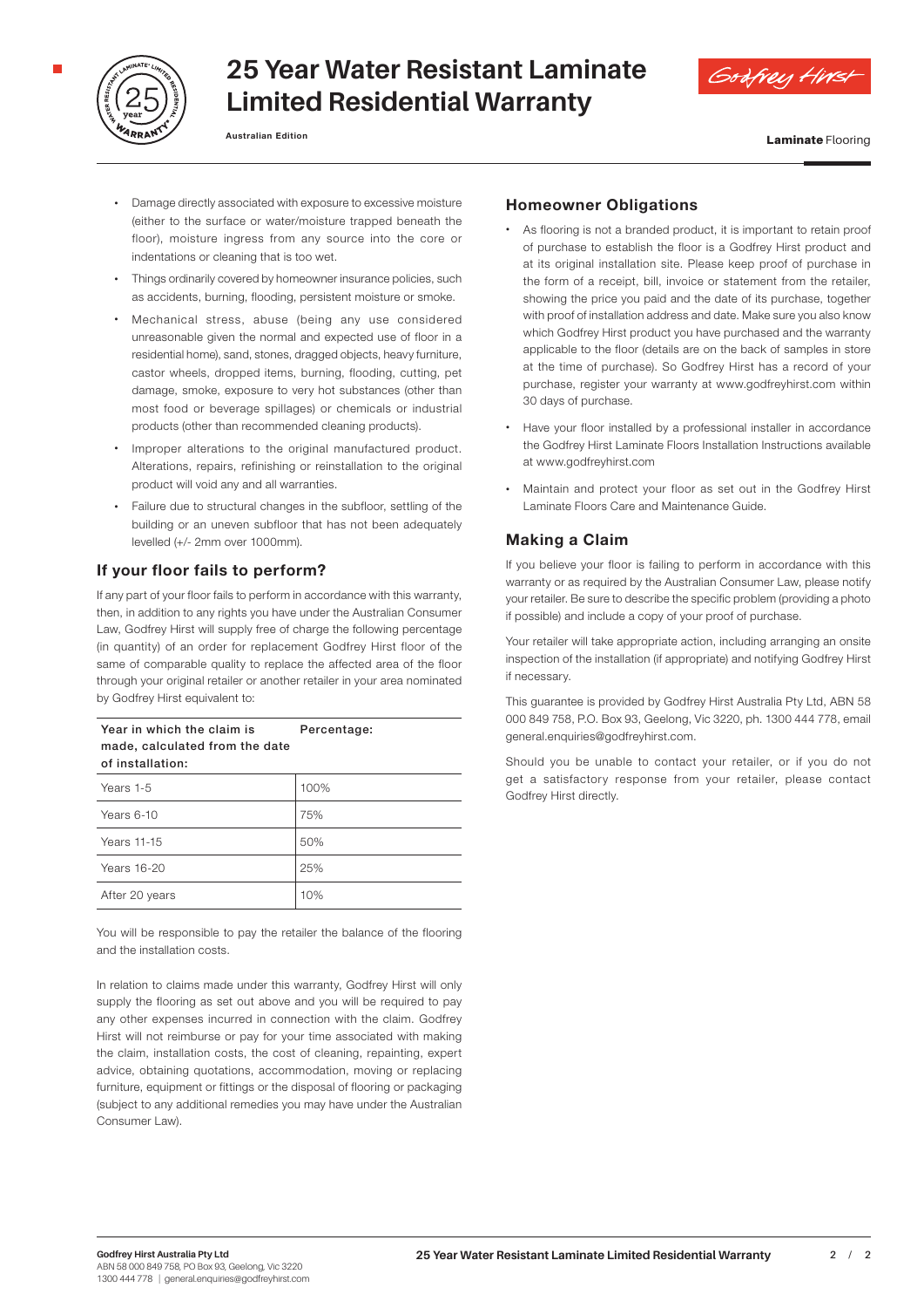- Damage directly associated with exposure to excessive moisture (either to the surface or water/moisture trapped beneath the floor), moisture ingress from any source into the core or indentations or cleaning that is too wet.
- Things ordinarily covered by homeowner insurance policies, such as accidents, burning, flooding, persistent moisture or smoke.
- Mechanical stress, abuse (being any use considered unreasonable given the normal and expected use of floor in a residential home), sand, stones, dragged objects, heavy furniture, castor wheels, dropped items, burning, flooding, cutting, pet damage, smoke, exposure to very hot substances (other than most food or beverage spillages) or chemicals or industrial products (other than recommended cleaning products).
- Improper alterations to the original manufactured product. Alterations, repairs, refinishing or reinstallation to the original product will void any and all warranties.
- Failure due to structural changes in the subfloor, settling of the building or an uneven subfloor that has not been adequately levelled (+/- 2mm over 1000mm).

## If your floor fails to perform?

If any part of your floor fails to perform in accordance with this warranty, then, in addition to any rights you have under the Australian Consumer Law, Godfrey Hirst will supply free of charge the following percentage (in quantity) of an order for replacement Godfrey Hirst floor of the same of comparable quality to replace the affected area of the floor through your original retailer or another retailer in your area nominated by Godfrey Hirst equivalent to:

| Year in which the claim is made, calculated from the date of installation: | Percentage: |
|---|---|
| Years 1-5 | 100% |
| Years 6-10 | 75% |
| Years 11-15 | 50% |
| Years 16-20 | 25% |
| After 20 years | 10% |

You will be responsible to pay the retailer the balance of the flooring and the installation costs.

In relation to claims made under this warranty, Godfrey Hirst will only supply the flooring as set out above and you will be required to pay any other expenses incurred in connection with the claim. Godfrey Hirst will not reimburse or pay for your time associated with making the claim, installation costs, the cost of cleaning, repainting, expert advice, obtaining quotations, accommodation, moving or replacing furniture, equipment or fittings or the disposal of flooring or packaging (subject to any additional remedies you may have under the Australian Consumer Law).

## Homeowner Obligations

- As flooring is not a branded product, it is important to retain proof of purchase to establish the floor is a Godfrey Hirst product and at its original installation site. Please keep proof of purchase in the form of a receipt, bill, invoice or statement from the retailer, showing the price you paid and the date of its purchase, together with proof of installation address and date. Make sure you also know which Godfrey Hirst product you have purchased and the warranty applicable to the floor (details are on the back of samples in store at the time of purchase). So Godfrey Hirst has a record of your purchase, register your warranty at www.godfreyhirst.com within 30 days of purchase.
- Have your floor installed by a professional installer in accordance the Godfrey Hirst Laminate Floors Installation Instructions available at www.godfreyhirst.com
- Maintain and protect your floor as set out in the Godfrey Hirst Laminate Floors Care and Maintenance Guide.

## Making a Claim

If you believe your floor is failing to perform in accordance with this warranty or as required by the Australian Consumer Law, please notify your retailer. Be sure to describe the specific problem (providing a photo if possible) and include a copy of your proof of purchase.

Your retailer will take appropriate action, including arranging an onsite inspection of the installation (if appropriate) and notifying Godfrey Hirst if necessary.

This guarantee is provided by Godfrey Hirst Australia Pty Ltd, ABN 58 000 849 758, P.O. Box 93, Geelong, Vic 3220, ph. 1300 444 778, email general.enquiries@godfreyhirst.com.

Should you be unable to contact your retailer, or if you do not get a satisfactory response from your retailer, please contact Godfrey Hirst directly.